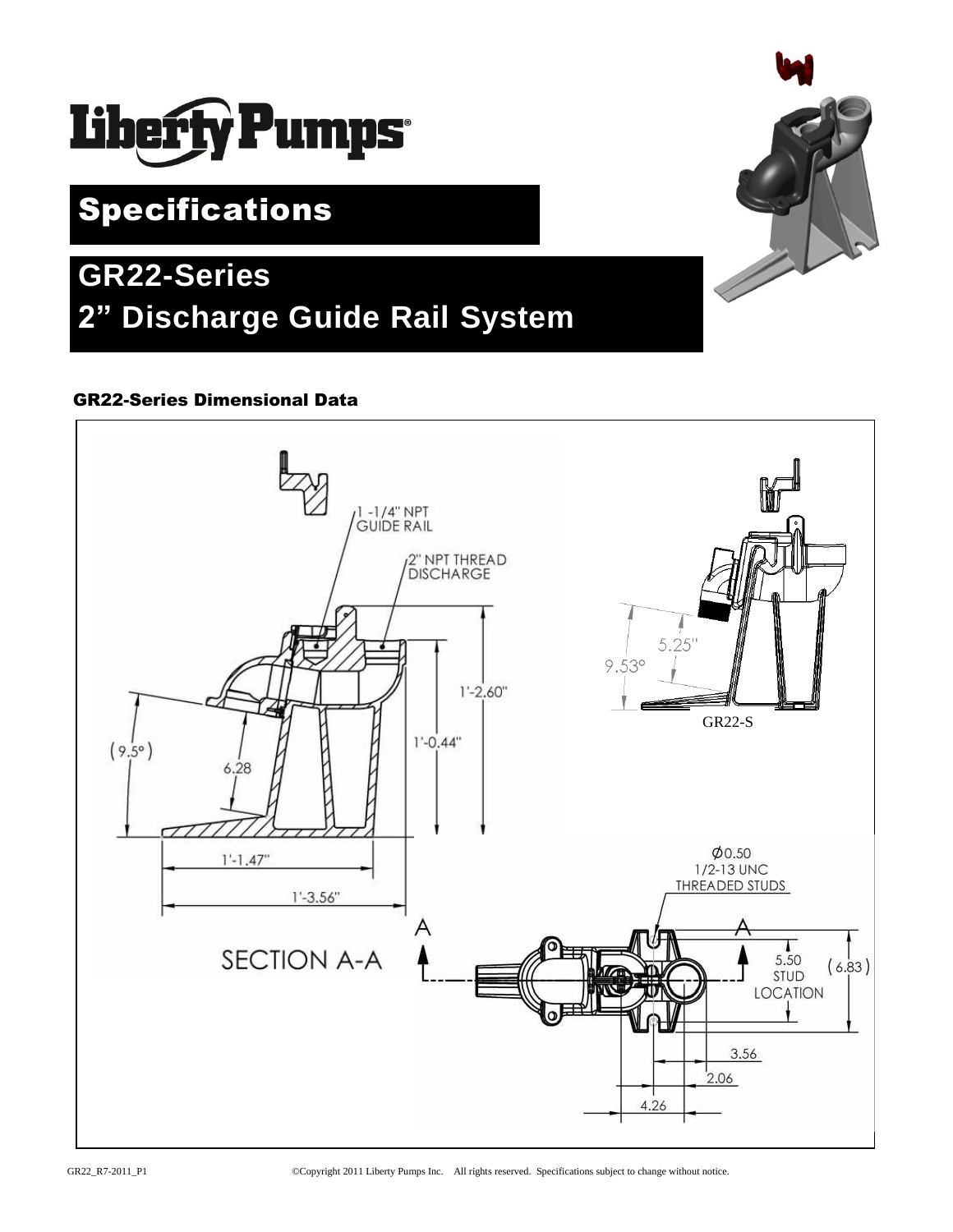Liberty Pumps®

# Specifications

## GR22-Series
## 2" Discharge Guide Rail System

### GR22-Series Dimensional Data

1 -1/4" NPT GUIDE RAIL

2" NPT THREAD DISCHARGE

1'-2.60"

1'-0.44"

(9.5°)

6.28

1'-1.47"

1'-3.56"

SECTION A-A

9.53°

5.25"

GR22-S

Ø0.50
1/2-13 UNC
THREADED STUDS

5.50 STUD LOCATION

(6.83)

3.56

2.06

4.26

GR22_R7-2011_P1

©Copyright 2011 Liberty Pumps Inc. All rights reserved. Specifications subject to change without notice.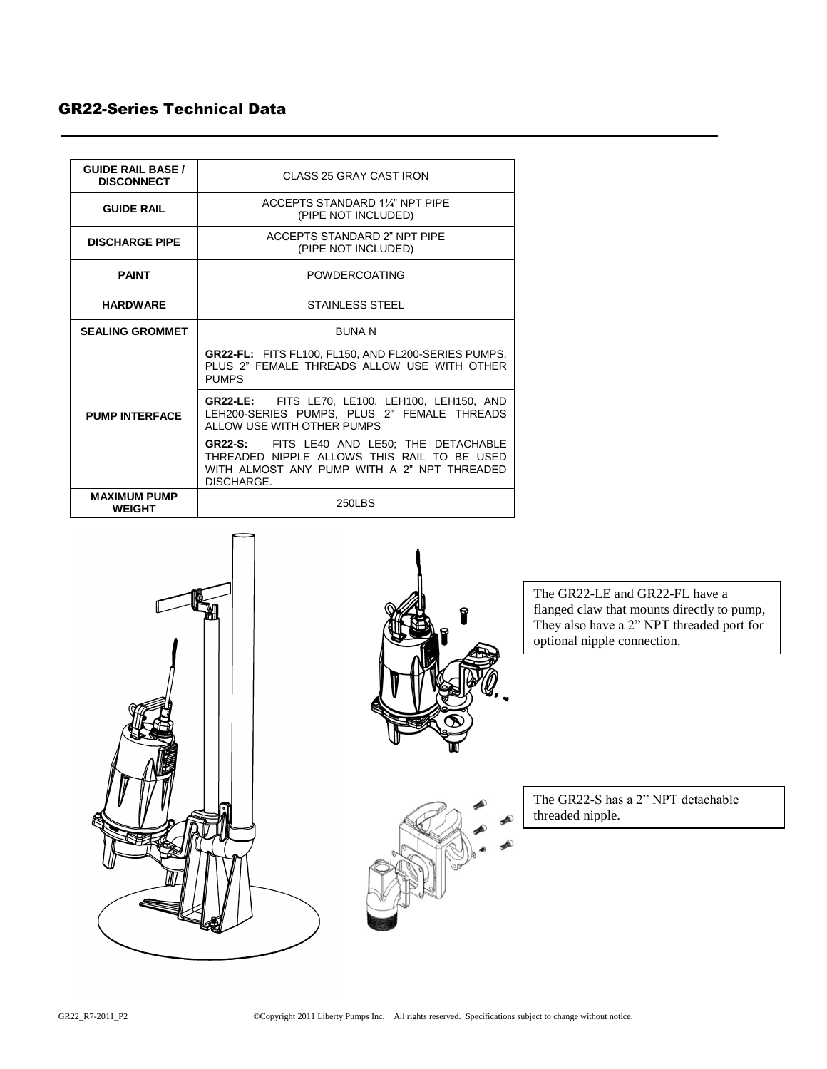## GR22-Series Technical Data

| | |
|---|---|
| **GUIDE RAIL BASE / DISCONNECT** | CLASS 25 GRAY CAST IRON |
| **GUIDE RAIL** | ACCEPTS STANDARD 1¼" NPT PIPE (PIPE NOT INCLUDED) |
| **DISCHARGE PIPE** | ACCEPTS STANDARD 2" NPT PIPE (PIPE NOT INCLUDED) |
| **PAINT** | POWDERCOATING |
| **HARDWARE** | STAINLESS STEEL |
| **SEALING GROMMET** | BUNA N |
| **PUMP INTERFACE** | **GR22-FL:** FITS FL100, FL150, AND FL200-SERIES PUMPS, PLUS 2" FEMALE THREADS ALLOW USE WITH OTHER PUMPS |
| | **GR22-LE:** FITS LE70, LE100, LEH100, LEH150, AND LEH200-SERIES PUMPS, PLUS 2" FEMALE THREADS ALLOW USE WITH OTHER PUMPS |
| | **GR22-S:** FITS LE40 AND LE50; THE DETACHABLE THREADED NIPPLE ALLOWS THIS RAIL TO BE USED WITH ALMOST ANY PUMP WITH A 2" NPT THREADED DISCHARGE. |
| **MAXIMUM PUMP WEIGHT** | 250LBS |

The GR22-LE and GR22-FL have a flanged claw that mounts directly to pump, They also have a 2" NPT threaded port for optional nipple connection.

The GR22-S has a 2" NPT detachable threaded nipple.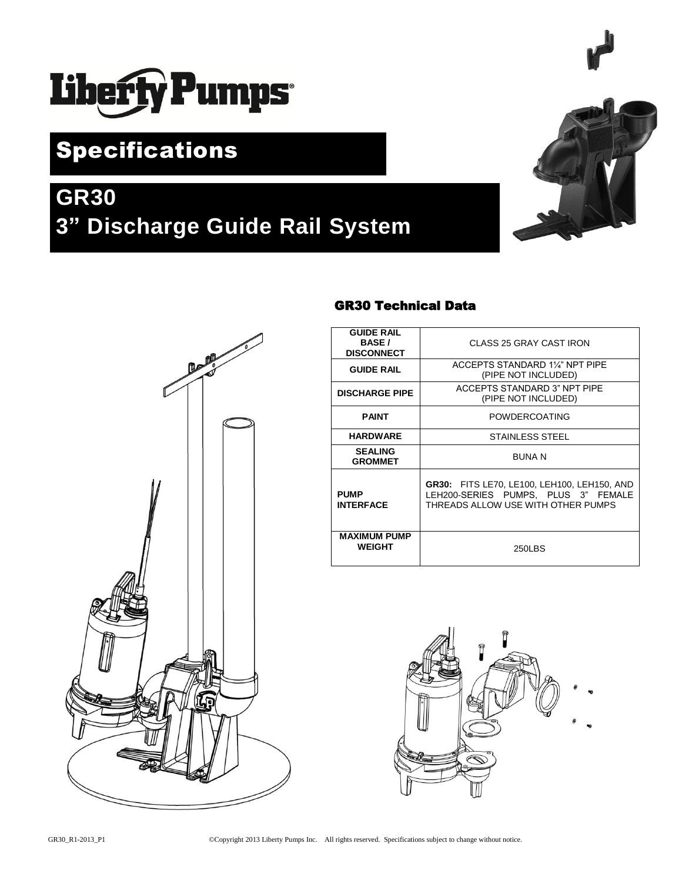# Specifications

## GR30
## 3" Discharge Guide Rail System

### GR30 Technical Data

| | |
|---|---|
| **GUIDE RAIL BASE / DISCONNECT** | CLASS 25 GRAY CAST IRON |
| **GUIDE RAIL** | ACCEPTS STANDARD 1¼" NPT PIPE (PIPE NOT INCLUDED) |
| **DISCHARGE PIPE** | ACCEPTS STANDARD 3" NPT PIPE (PIPE NOT INCLUDED) |
| **PAINT** | POWDERCOATING |
| **HARDWARE** | STAINLESS STEEL |
| **SEALING GROMMET** | BUNA N |
| **PUMP INTERFACE** | **GR30:** FITS LE70, LE100, LEH100, LEH150, AND LEH200-SERIES PUMPS, PLUS 3" FEMALE THREADS ALLOW USE WITH OTHER PUMPS |
| **MAXIMUM PUMP WEIGHT** | 250LBS |

GR30_R1-2013_P1 ©Copyright 2013 Liberty Pumps Inc. All rights reserved. Specifications subject to change without notice.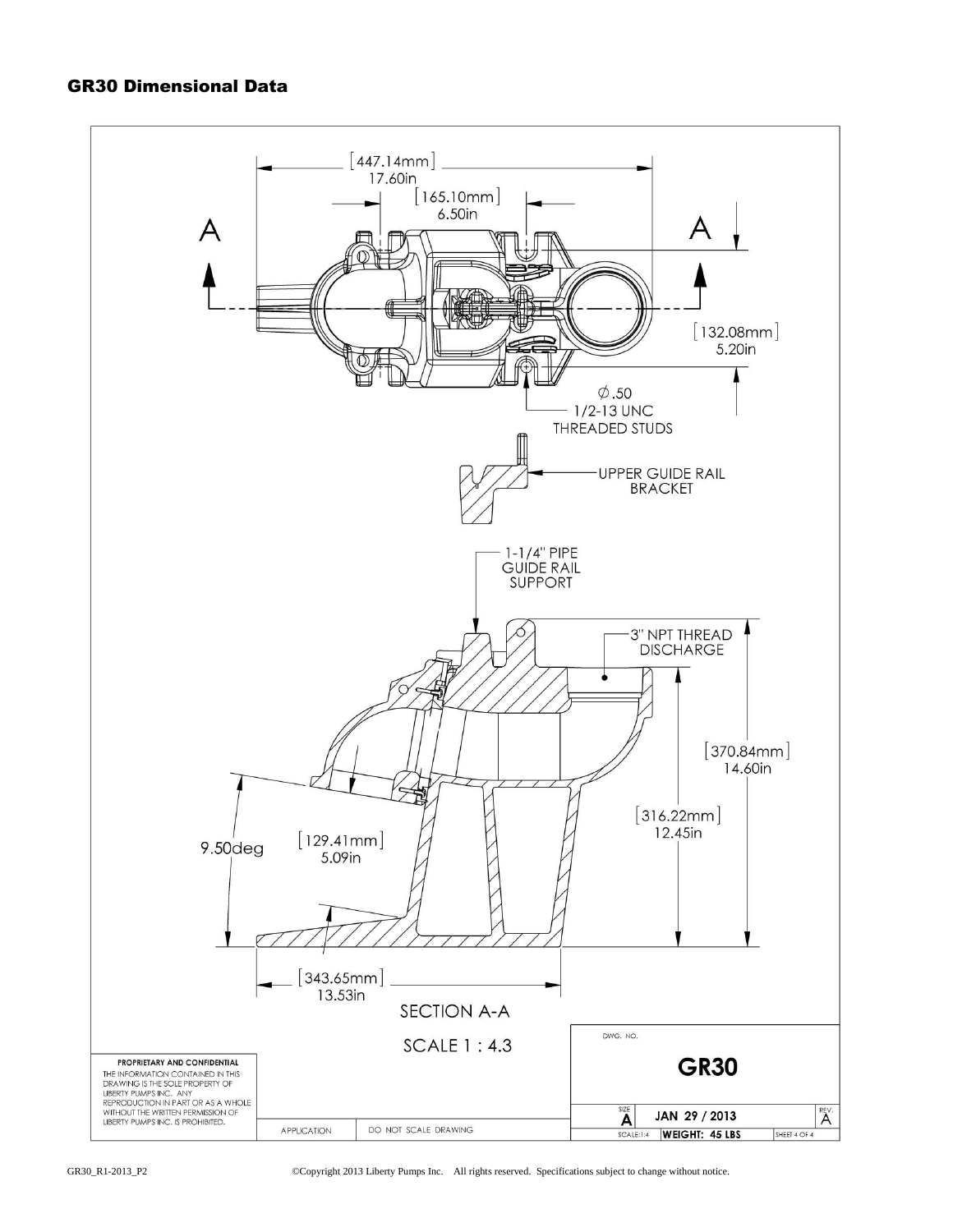## GR30 Dimensional Data

[447.14mm]
17.60in

[165.10mm]
6.50in

A

A

[132.08mm]
5.20in

∅.50
1/2-13 UNC
THREADED STUDS

UPPER GUIDE RAIL
BRACKET

1-1/4" PIPE
GUIDE RAIL
SUPPORT

3" NPT THREAD
DISCHARGE

[370.84mm]
14.60in

[316.22mm]
12.45in

9.50deg

[129.41mm]
5.09in

[343.65mm]
13.53in

SECTION A-A

SCALE 1 : 4.3

PROPRIETARY AND CONFIDENTIAL
THE INFORMATION CONTAINED IN THIS DRAWING IS THE SOLE PROPERTY OF LIBERTY PUMPS INC. ANY REPRODUCTION IN PART OR AS A WHOLE WITHOUT THE WRITTEN PERMISSION OF LIBERTY PUMPS INC. IS PROHIBITED.

APPLICATION

DO NOT SCALE DRAWING

DWG. NO.

**GR30**

SIZE A

JAN 29 / 2013

REV. A

SCALE:1:4

**WEIGHT: 45 LBS**

SHEET 4 OF 4

GR30_R1-2013_P2

©Copyright 2013 Liberty Pumps Inc. All rights reserved. Specifications subject to change without notice.